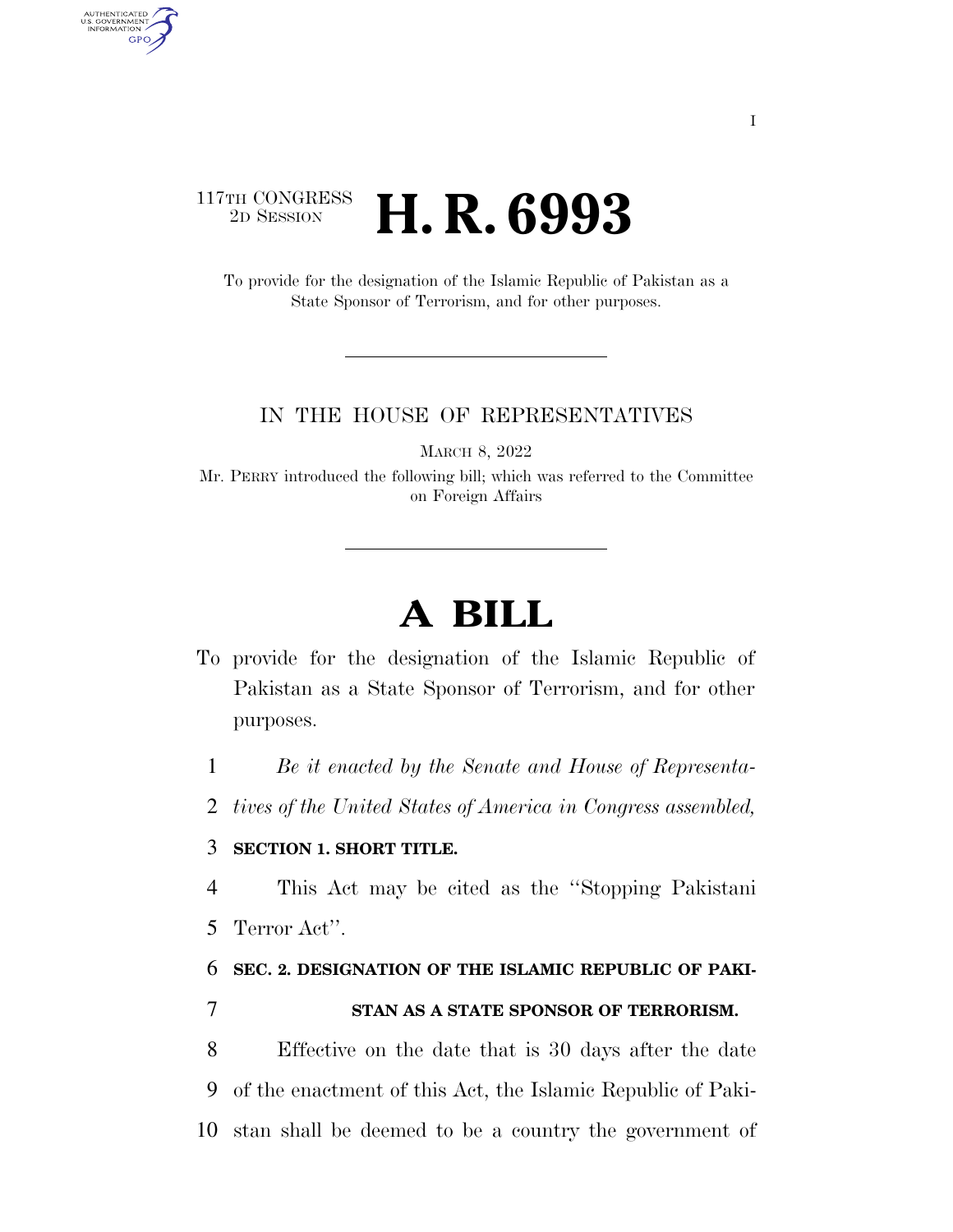117TH CONGRESS
2D SESSION

# H. R. 6993

To provide for the designation of the Islamic Republic of Pakistan as a State Sponsor of Terrorism, and for other purposes.

IN THE HOUSE OF REPRESENTATIVES

MARCH 8, 2022

Mr. PERRY introduced the following bill; which was referred to the Committee on Foreign Affairs

# A BILL

To provide for the designation of the Islamic Republic of Pakistan as a State Sponsor of Terrorism, and for other purposes.

1 *Be it enacted by the Senate and House of Representa-*
2 *tives of the United States of America in Congress assembled,*

3 **SECTION 1. SHORT TITLE.**

4 This Act may be cited as the "Stopping Pakistani
5 Terror Act".

6 **SEC. 2. DESIGNATION OF THE ISLAMIC REPUBLIC OF PAKI-**
7 **STAN AS A STATE SPONSOR OF TERRORISM.**

8 Effective on the date that is 30 days after the date
9 of the enactment of this Act, the Islamic Republic of Paki-
10 stan shall be deemed to be a country the government of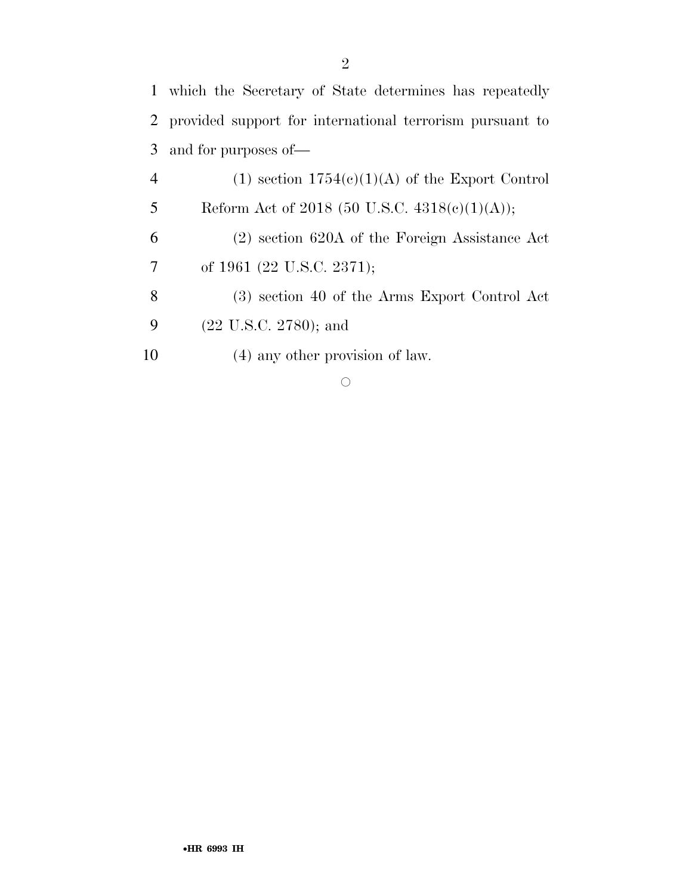which the Secretary of State determines has repeatedly provided support for international terrorism pursuant to and for purposes of—

(1) section 1754(c)(1)(A) of the Export Control Reform Act of 2018 (50 U.S.C. 4318(c)(1)(A));

(2) section 620A of the Foreign Assistance Act of 1961 (22 U.S.C. 2371);

(3) section 40 of the Arms Export Control Act (22 U.S.C. 2780); and

(4) any other provision of law.

○